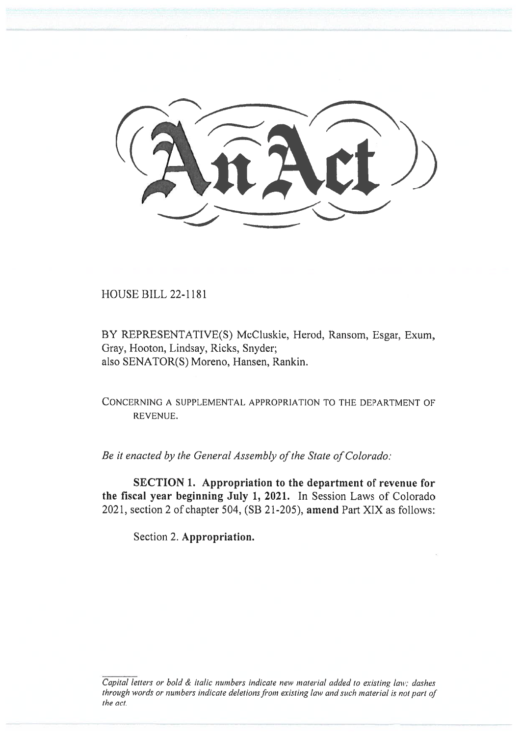# An Act

HOUSE BILL 22-1181

BY REPRESENTATIVE(S) McCluskie, Herod, Ransom, Esgar, Exum, Gray, Hooton, Lindsay, Ricks, Snyder;
also SENATOR(S) Moreno, Hansen, Rankin.

CONCERNING A SUPPLEMENTAL APPROPRIATION TO THE DEPARTMENT OF REVENUE.

*Be it enacted by the General Assembly of the State of Colorado:*

**SECTION 1. Appropriation to the department of revenue for the fiscal year beginning July 1, 2021.** In Session Laws of Colorado 2021, section 2 of chapter 504, (SB 21-205), **amend** Part XIX as follows:

Section 2. **Appropriation.**

*Capital letters or bold & italic numbers indicate new material added to existing law; dashes through words or numbers indicate deletions from existing law and such material is not part of the act.*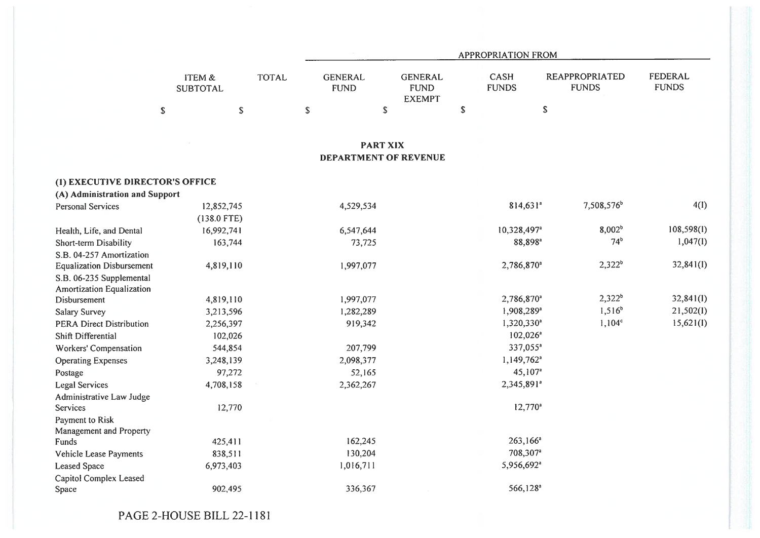| | ITEM & SUBTOTAL | TOTAL | APPROPRIATION FROM | | | | |
|---|---|---|---|---|---|---|---|
| | | | GENERAL FUND | GENERAL FUND EXEMPT | CASH FUNDS | REAPPROPRIATED FUNDS | FEDERAL FUNDS |
| | $ | $ | $ | $ | $ | $ | |

## PART XIX
## DEPARTMENT OF REVENUE

**(1) EXECUTIVE DIRECTOR'S OFFICE**

**(A) Administration and Support**

| | ITEM & SUBTOTAL | TOTAL | GENERAL FUND | GENERAL FUND EXEMPT | CASH FUNDS | REAPPROPRIATED FUNDS | FEDERAL FUNDS |
|---|---|---|---|---|---|---|---|
| Personal Services | 12,852,745 (138.0 FTE) | | 4,529,534 | | 814,631[a] | 7,508,576[b] | 4(I) |
| Health, Life, and Dental | 16,992,741 | | 6,547,644 | | 10,328,497[a] | 8,002[b] | 108,598(I) |
| Short-term Disability | 163,744 | | 73,725 | | 88,898[a] | 74[b] | 1,047(I) |
| S.B. 04-257 Amortization Equalization Disbursement | 4,819,110 | | 1,997,077 | | 2,786,870[a] | 2,322[b] | 32,841(I) |
| S.B. 06-235 Supplemental Amortization Equalization Disbursement | 4,819,110 | | 1,997,077 | | 2,786,870[a] | 2,322[b] | 32,841(I) |
| Salary Survey | 3,213,596 | | 1,282,289 | | 1,908,289[a] | 1,516[b] | 21,502(I) |
| PERA Direct Distribution | 2,256,397 | | 919,342 | | 1,320,330[a] | 1,104[c] | 15,621(I) |
| Shift Differential | 102,026 | | | | 102,026[a] | | |
| Workers' Compensation | 544,854 | | 207,799 | | 337,055[a] | | |
| Operating Expenses | 3,248,139 | | 2,098,377 | | 1,149,762[a] | | |
| Postage | 97,272 | | 52,165 | | 45,107[a] | | |
| Legal Services | 4,708,158 | | 2,362,267 | | 2,345,891[a] | | |
| Administrative Law Judge Services | 12,770 | | | | 12,770[a] | | |
| Payment to Risk Management and Property Funds | 425,411 | | 162,245 | | 263,166[a] | | |
| Vehicle Lease Payments | 838,511 | | 130,204 | | 708,307[a] | | |
| Leased Space | 6,973,403 | | 1,016,711 | | 5,956,692[a] | | |
| Capitol Complex Leased Space | 902,495 | | 336,367 | | 566,128[a] | | |

PAGE 2-HOUSE BILL 22-1181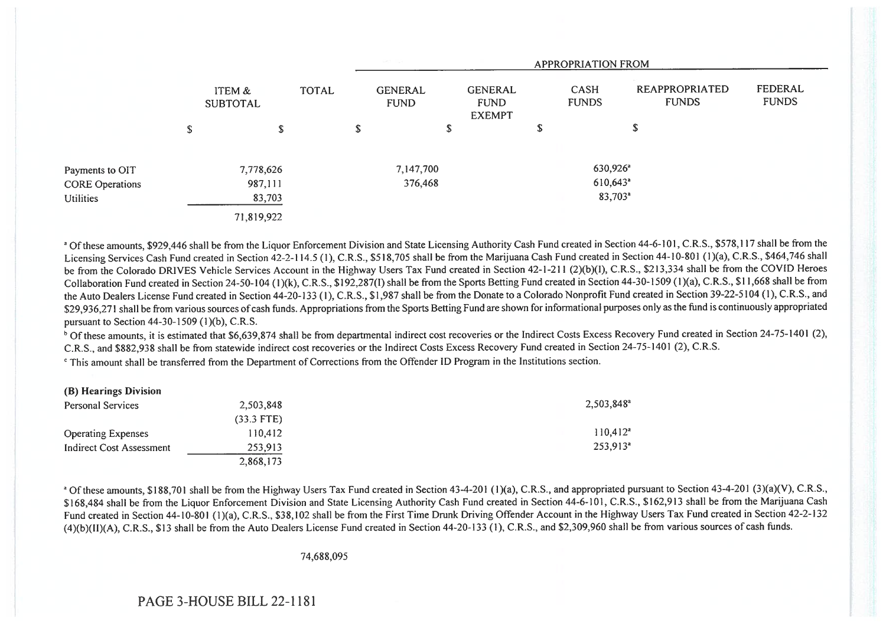| | ITEM & SUBTOTAL | TOTAL | APPROPRIATION FROM GENERAL FUND | GENERAL FUND EXEMPT | CASH FUNDS | REAPPROPRIATED FUNDS | FEDERAL FUNDS |
|---|---|---|---|---|---|---|---|
| | $ | $ | $ | $ | $ | $ | $ |
| Payments to OIT | 7,778,626 | | 7,147,700 | | 630,926[a] | | |
| CORE Operations | 987,111 | | 376,468 | | 610,643[a] | | |
| Utilities | 83,703 | | | | 83,703[a] | | |
| | 71,819,922 | | | | | | |

[a] Of these amounts, $929,446 shall be from the Liquor Enforcement Division and State Licensing Authority Cash Fund created in Section 44-6-101, C.R.S., $578,117 shall be from the Licensing Services Cash Fund created in Section 42-2-114.5 (1), C.R.S., $518,705 shall be from the Marijuana Cash Fund created in Section 44-10-801 (1)(a), C.R.S., $464,746 shall be from the Colorado DRIVES Vehicle Services Account in the Highway Users Tax Fund created in Section 42-1-211 (2)(b)(I), C.R.S., $213,334 shall be from the COVID Heroes Collaboration Fund created in Section 24-50-104 (1)(k), C.R.S., $192,287(I) shall be from the Sports Betting Fund created in Section 44-30-1509 (1)(a), C.R.S., $11,668 shall be from the Auto Dealers License Fund created in Section 44-20-133 (1), C.R.S., $1,987 shall be from the Donate to a Colorado Nonprofit Fund created in Section 39-22-5104 (1), C.R.S., and $29,936,271 shall be from various sources of cash funds. Appropriations from the Sports Betting Fund are shown for informational purposes only as the fund is continuously appropriated pursuant to Section 44-30-1509 (1)(b), C.R.S.

[b] Of these amounts, it is estimated that $6,639,874 shall be from departmental indirect cost recoveries or the Indirect Costs Excess Recovery Fund created in Section 24-75-1401 (2), C.R.S., and $882,938 shall be from statewide indirect cost recoveries or the Indirect Costs Excess Recovery Fund created in Section 24-75-1401 (2), C.R.S.

[c] This amount shall be transferred from the Department of Corrections from the Offender ID Program in the Institutions section.

**(B) Hearings Division**

| | ITEM & SUBTOTAL | TOTAL | GENERAL FUND | GENERAL FUND EXEMPT | CASH FUNDS | REAPPROPRIATED FUNDS | FEDERAL FUNDS |
|---|---|---|---|---|---|---|---|
| Personal Services | 2,503,848 | | | | 2,503,848[a] | | |
| | (33.3 FTE) | | | | | | |
| Operating Expenses | 110,412 | | | | 110,412[a] | | |
| Indirect Cost Assessment | 253,913 | | | | 253,913[a] | | |
| | 2,868,173 | | | | | | |

[a] Of these amounts, $188,701 shall be from the Highway Users Tax Fund created in Section 43-4-201 (1)(a), C.R.S., and appropriated pursuant to Section 43-4-201 (3)(a)(V), C.R.S., $168,484 shall be from the Liquor Enforcement Division and State Licensing Authority Cash Fund created in Section 44-6-101, C.R.S., $162,913 shall be from the Marijuana Cash Fund created in Section 44-10-801 (1)(a), C.R.S., $38,102 shall be from the First Time Drunk Driving Offender Account in the Highway Users Tax Fund created in Section 42-2-132 (4)(b)(II)(A), C.R.S., $13 shall be from the Auto Dealers License Fund created in Section 44-20-133 (1), C.R.S., and $2,309,960 shall be from various sources of cash funds.

| | ITEM & SUBTOTAL | TOTAL | GENERAL FUND | GENERAL FUND EXEMPT | CASH FUNDS | REAPPROPRIATED FUNDS | FEDERAL FUNDS |
|---|---|---|---|---|---|---|---|
| | | 74,688,095 | | | | | |

PAGE 3-HOUSE BILL 22-1181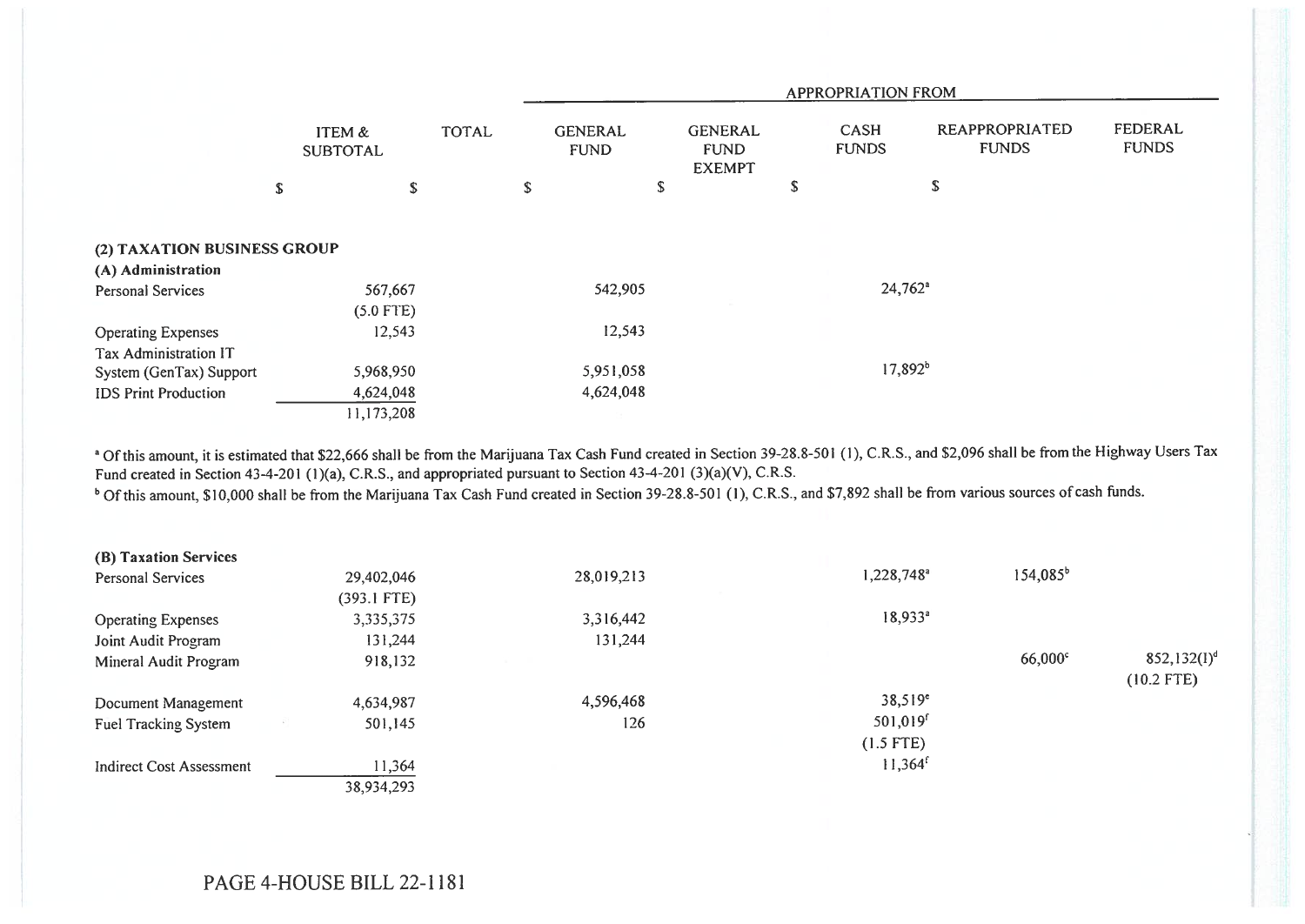| | ITEM & SUBTOTAL | TOTAL | APPROPRIATION FROM | | | | |
|---|---|---|---|---|---|---|---|
| | | | GENERAL FUND | GENERAL FUND EXEMPT | CASH FUNDS | REAPPROPRIATED FUNDS | FEDERAL FUNDS |
| | $ | $ | $ | $ | $ | $ | $ |
| **(2) TAXATION BUSINESS GROUP** | | | | | | | |
| **(A) Administration** | | | | | | | |
| Personal Services | 567,667 | | 542,905 | | 24,762[a] | | |
| | (5.0 FTE) | | | | | | |
| Operating Expenses | 12,543 | | 12,543 | | | | |
| Tax Administration IT System (GenTax) Support | 5,968,950 | | 5,951,058 | | 17,892[b] | | |
| IDS Print Production | 4,624,048 | | 4,624,048 | | | | |
| | 11,173,208 | | | | | | |

[a] Of this amount, it is estimated that $22,666 shall be from the Marijuana Tax Cash Fund created in Section 39-28.8-501 (1), C.R.S., and $2,096 shall be from the Highway Users Tax Fund created in Section 43-4-201 (1)(a), C.R.S., and appropriated pursuant to Section 43-4-201 (3)(a)(V), C.R.S.

[b] Of this amount, $10,000 shall be from the Marijuana Tax Cash Fund created in Section 39-28.8-501 (1), C.R.S., and $7,892 shall be from various sources of cash funds.

| | ITEM & SUBTOTAL | TOTAL | GENERAL FUND | GENERAL FUND EXEMPT | CASH FUNDS | REAPPROPRIATED FUNDS | FEDERAL FUNDS |
|---|---|---|---|---|---|---|---|
| **(B) Taxation Services** | | | | | | | |
| Personal Services | 29,402,046 | | 28,019,213 | | 1,228,748[a] | 154,085[b] | |
| | (393.1 FTE) | | | | | | |
| Operating Expenses | 3,335,375 | | 3,316,442 | | 18,933[a] | | |
| Joint Audit Program | 131,244 | | 131,244 | | | | |
| Mineral Audit Program | 918,132 | | | | | 66,000[c] | 852,132(I)[d] |
| | | | | | | | (10.2 FTE) |
| Document Management | 4,634,987 | | 4,596,468 | | 38,519[e] | | |
| Fuel Tracking System | 501,145 | | 126 | | 501,019[f] | | |
| | | | | | (1.5 FTE) | | |
| Indirect Cost Assessment | 11,364 | | | | 11,364[f] | | |
| | 38,934,293 | | | | | | |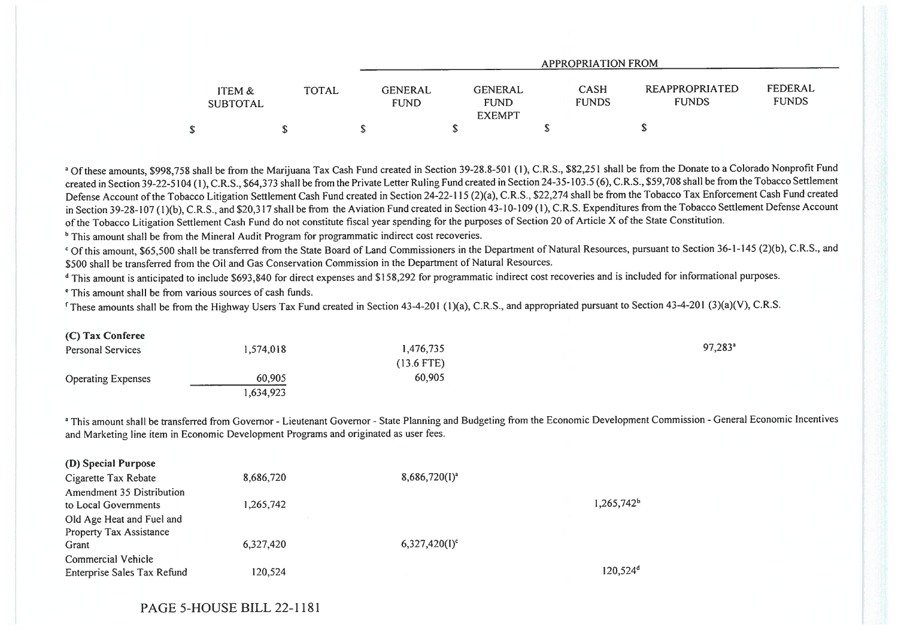| ITEM & SUBTOTAL | TOTAL | GENERAL FUND | GENERAL FUND EXEMPT | CASH FUNDS | REAPPROPRIATED FUNDS | FEDERAL FUNDS |
|---|---|---|---|---|---|---|
| | | APPROPRIATION FROM | | | | |
| $ | $ | $ | $ | $ | $ | |

[a] Of these amounts, $998,758 shall be from the Marijuana Tax Cash Fund created in Section 39-28.8-501 (1), C.R.S., $82,251 shall be from the Donate to a Colorado Nonprofit Fund created in Section 39-22-5104 (1), C.R.S., $64,373 shall be from the Private Letter Ruling Fund created in Section 24-35-103.5 (6), C.R.S., $59,708 shall be from the Tobacco Settlement Defense Account of the Tobacco Litigation Settlement Cash Fund created in Section 24-22-115 (2)(a), C.R.S., $22,274 shall be from the Tobacco Tax Enforcement Cash Fund created in Section 39-28-107 (1)(b), C.R.S., and $20,317 shall be from the Aviation Fund created in Section 43-10-109 (1), C.R.S. Expenditures from the Tobacco Settlement Defense Account of the Tobacco Litigation Settlement Cash Fund do not constitute fiscal year spending for the purposes of Section 20 of Article X of the State Constitution.

[b] This amount shall be from the Mineral Audit Program for programmatic indirect cost recoveries.

[c] Of this amount, $65,500 shall be transferred from the State Board of Land Commissioners in the Department of Natural Resources, pursuant to Section 36-1-145 (2)(b), C.R.S., and $500 shall be transferred from the Oil and Gas Conservation Commission in the Department of Natural Resources.

[d] This amount is anticipated to include $693,840 for direct expenses and $158,292 for programmatic indirect cost recoveries and is included for informational purposes.

[e] This amount shall be from various sources of cash funds.

[f] These amounts shall be from the Highway Users Tax Fund created in Section 43-4-201 (1)(a), C.R.S., and appropriated pursuant to Section 43-4-201 (3)(a)(V), C.R.S.

| | ITEM & SUBTOTAL | TOTAL | GENERAL FUND | GENERAL FUND EXEMPT | CASH FUNDS | REAPPROPRIATED FUNDS | FEDERAL FUNDS |
|---|---|---|---|---|---|---|---|
| **(C) Tax Conferee** | | | | | | | |
| Personal Services | 1,574,018 | | 1,476,735 (13.6 FTE) | | | 97,283[a] | |
| Operating Expenses | 60,905 | | 60,905 | | | | |
| | 1,634,923 | | | | | | |

[a] This amount shall be transferred from Governor - Lieutenant Governor - State Planning and Budgeting from the Economic Development Commission - General Economic Incentives and Marketing line item in Economic Development Programs and originated as user fees.

| | ITEM & SUBTOTAL | TOTAL | GENERAL FUND | GENERAL FUND EXEMPT | CASH FUNDS | REAPPROPRIATED FUNDS | FEDERAL FUNDS |
|---|---|---|---|---|---|---|---|
| **(D) Special Purpose** | | | | | | | |
| Cigarette Tax Rebate | 8,686,720 | | 8,686,720(I)[a] | | | | |
| Amendment 35 Distribution to Local Governments | 1,265,742 | | | | 1,265,742[b] | | |
| Old Age Heat and Fuel and Property Tax Assistance Grant | 6,327,420 | | 6,327,420(I)[c] | | | | |
| Commercial Vehicle Enterprise Sales Tax Refund | 120,524 | | | | 120,524[d] | | |

PAGE 5-HOUSE BILL 22-1181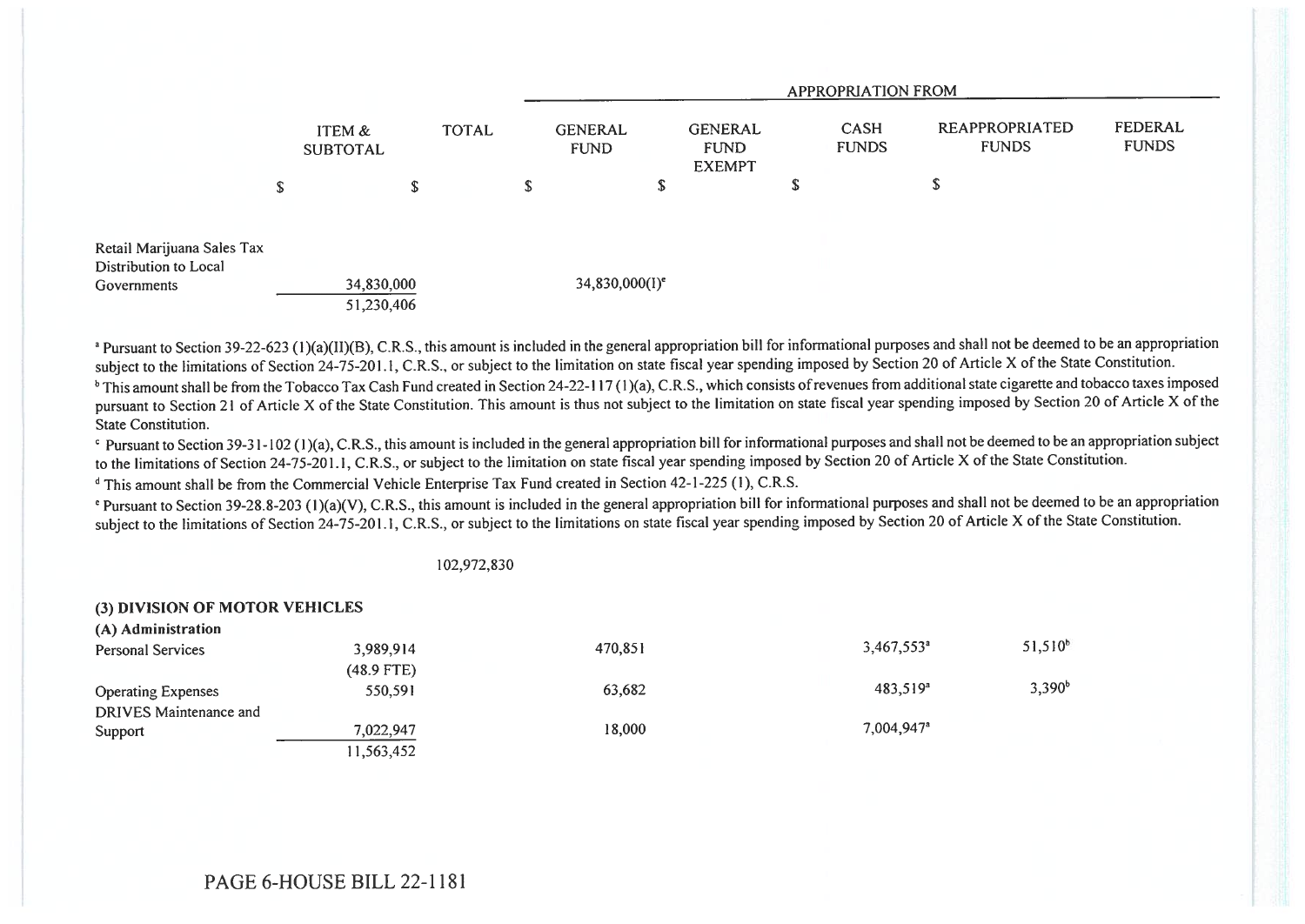| | ITEM & SUBTOTAL | TOTAL | APPROPRIATION FROM | | | | |
|---|---|---|---|---|---|---|---|
| | | | GENERAL FUND | GENERAL FUND EXEMPT | CASH FUNDS | REAPPROPRIATED FUNDS | FEDERAL FUNDS |
| | $ | $ | $ | $ | $ | $ | |
| Retail Marijuana Sales Tax Distribution to Local Governments | 34,830,000 | | | 34,830,000(I)[e] | | | |
| | 51,230,406 | | | | | | |

[a] Pursuant to Section 39-22-623 (1)(a)(II)(B), C.R.S., this amount is included in the general appropriation bill for informational purposes and shall not be deemed to be an appropriation subject to the limitations of Section 24-75-201.1, C.R.S., or subject to the limitation on state fiscal year spending imposed by Section 20 of Article X of the State Constitution.

[b] This amount shall be from the Tobacco Tax Cash Fund created in Section 24-22-117 (1)(a), C.R.S., which consists of revenues from additional state cigarette and tobacco taxes imposed pursuant to Section 21 of Article X of the State Constitution. This amount is thus not subject to the limitation on state fiscal year spending imposed by Section 20 of Article X of the State Constitution.

[c] Pursuant to Section 39-31-102 (1)(a), C.R.S., this amount is included in the general appropriation bill for informational purposes and shall not be deemed to be an appropriation subject to the limitations of Section 24-75-201.1, C.R.S., or subject to the limitation on state fiscal year spending imposed by Section 20 of Article X of the State Constitution.

[d] This amount shall be from the Commercial Vehicle Enterprise Tax Fund created in Section 42-1-225 (1), C.R.S.

[e] Pursuant to Section 39-28.8-203 (1)(a)(V), C.R.S., this amount is included in the general appropriation bill for informational purposes and shall not be deemed to be an appropriation subject to the limitations of Section 24-75-201.1, C.R.S., or subject to the limitations on state fiscal year spending imposed by Section 20 of Article X of the State Constitution.

| | ITEM & SUBTOTAL | TOTAL | GENERAL FUND | GENERAL FUND EXEMPT | CASH FUNDS | REAPPROPRIATED FUNDS | FEDERAL FUNDS |
|---|---|---|---|---|---|---|---|
| | | 102,972,830 | | | | | |
| **(3) DIVISION OF MOTOR VEHICLES** | | | | | | | |
| **(A) Administration** | | | | | | | |
| Personal Services | 3,989,914 | | 470,851 | | 3,467,553[a] | 51,510[b] | |
| | (48.9 FTE) | | | | | | |
| Operating Expenses | 550,591 | | 63,682 | | 483,519[a] | 3,390[b] | |
| DRIVES Maintenance and Support | 7,022,947 | | 18,000 | | 7,004,947[a] | | |
| | 11,563,452 | | | | | | |

PAGE 6-HOUSE BILL 22-1181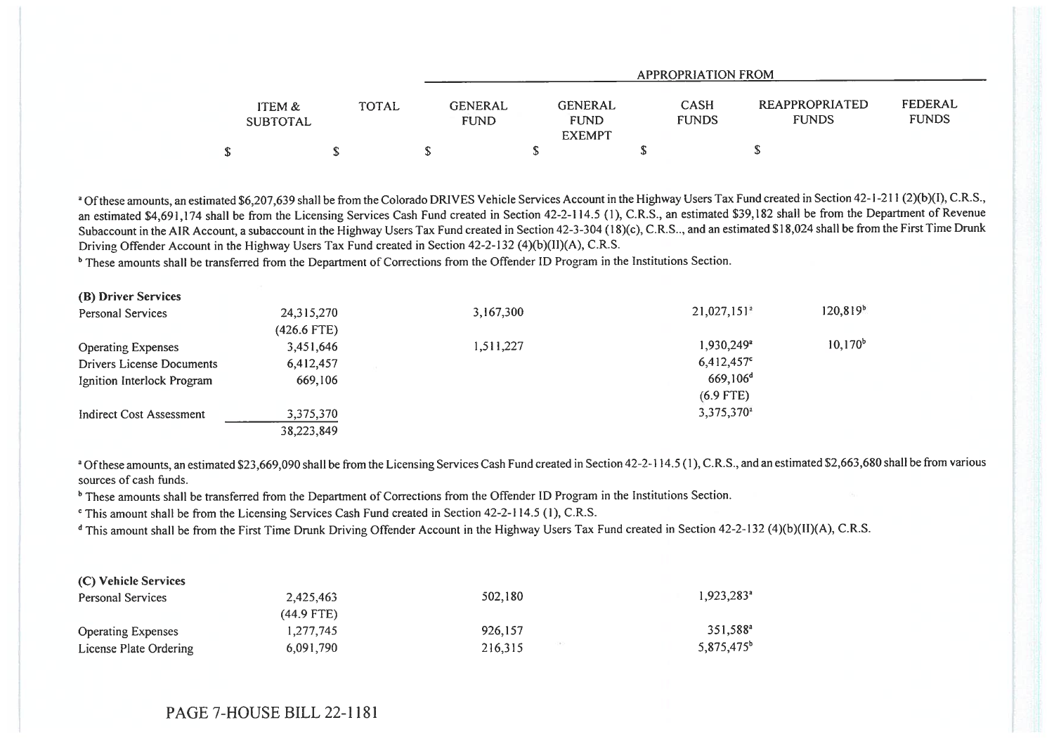| | ITEM & SUBTOTAL | TOTAL | GENERAL FUND | GENERAL FUND EXEMPT | CASH FUNDS | REAPPROPRIATED FUNDS | FEDERAL FUNDS |
|---|---|---|---|---|---|---|---|
| | | | APPROPRIATION FROM | | | | |
| | $ | $ | $ | $ | $ | $ | $ |

[a] Of these amounts, an estimated $6,207,639 shall be from the Colorado DRIVES Vehicle Services Account in the Highway Users Tax Fund created in Section 42-1-211 (2)(b)(I), C.R.S., an estimated $4,691,174 shall be from the Licensing Services Cash Fund created in Section 42-2-114.5 (1), C.R.S., an estimated $39,182 shall be from the Department of Revenue Subaccount in the AIR Account, a subaccount in the Highway Users Tax Fund created in Section 42-3-304 (18)(c), C.R.S.., and an estimated $18,024 shall be from the First Time Drunk Driving Offender Account in the Highway Users Tax Fund created in Section 42-2-132 (4)(b)(II)(A), C.R.S.

[b] These amounts shall be transferred from the Department of Corrections from the Offender ID Program in the Institutions Section.

| | ITEM & SUBTOTAL | TOTAL | GENERAL FUND | GENERAL FUND EXEMPT | CASH FUNDS | REAPPROPRIATED FUNDS | FEDERAL FUNDS |
|---|---|---|---|---|---|---|---|
| **(B) Driver Services** | | | | | | | |
| Personal Services | 24,315,270 | | 3,167,300 | | 21,027,151[a] | 120,819[b] | |
| | (426.6 FTE) | | | | | | |
| Operating Expenses | 3,451,646 | | 1,511,227 | | 1,930,249[a] | 10,170[b] | |
| Drivers License Documents | 6,412,457 | | | | 6,412,457[c] | | |
| Ignition Interlock Program | 669,106 | | | | 669,106[d] | | |
| | | | | | (6.9 FTE) | | |
| Indirect Cost Assessment | 3,375,370 | | | | 3,375,370[a] | | |
| | 38,223,849 | | | | | | |

[a] Of these amounts, an estimated $23,669,090 shall be from the Licensing Services Cash Fund created in Section 42-2-114.5 (1), C.R.S., and an estimated $2,663,680 shall be from various sources of cash funds.

[b] These amounts shall be transferred from the Department of Corrections from the Offender ID Program in the Institutions Section.

[c] This amount shall be from the Licensing Services Cash Fund created in Section 42-2-114.5 (1), C.R.S.

[d] This amount shall be from the First Time Drunk Driving Offender Account in the Highway Users Tax Fund created in Section 42-2-132 (4)(b)(II)(A), C.R.S.

| | ITEM & SUBTOTAL | TOTAL | GENERAL FUND | GENERAL FUND EXEMPT | CASH FUNDS | REAPPROPRIATED FUNDS | FEDERAL FUNDS |
|---|---|---|---|---|---|---|---|
| **(C) Vehicle Services** | | | | | | | |
| Personal Services | 2,425,463 | | 502,180 | | 1,923,283[a] | | |
| | (44.9 FTE) | | | | | | |
| Operating Expenses | 1,277,745 | | 926,157 | | 351,588[a] | | |
| License Plate Ordering | 6,091,790 | | 216,315 | | 5,875,475[b] | | |

PAGE 7-HOUSE BILL 22-1181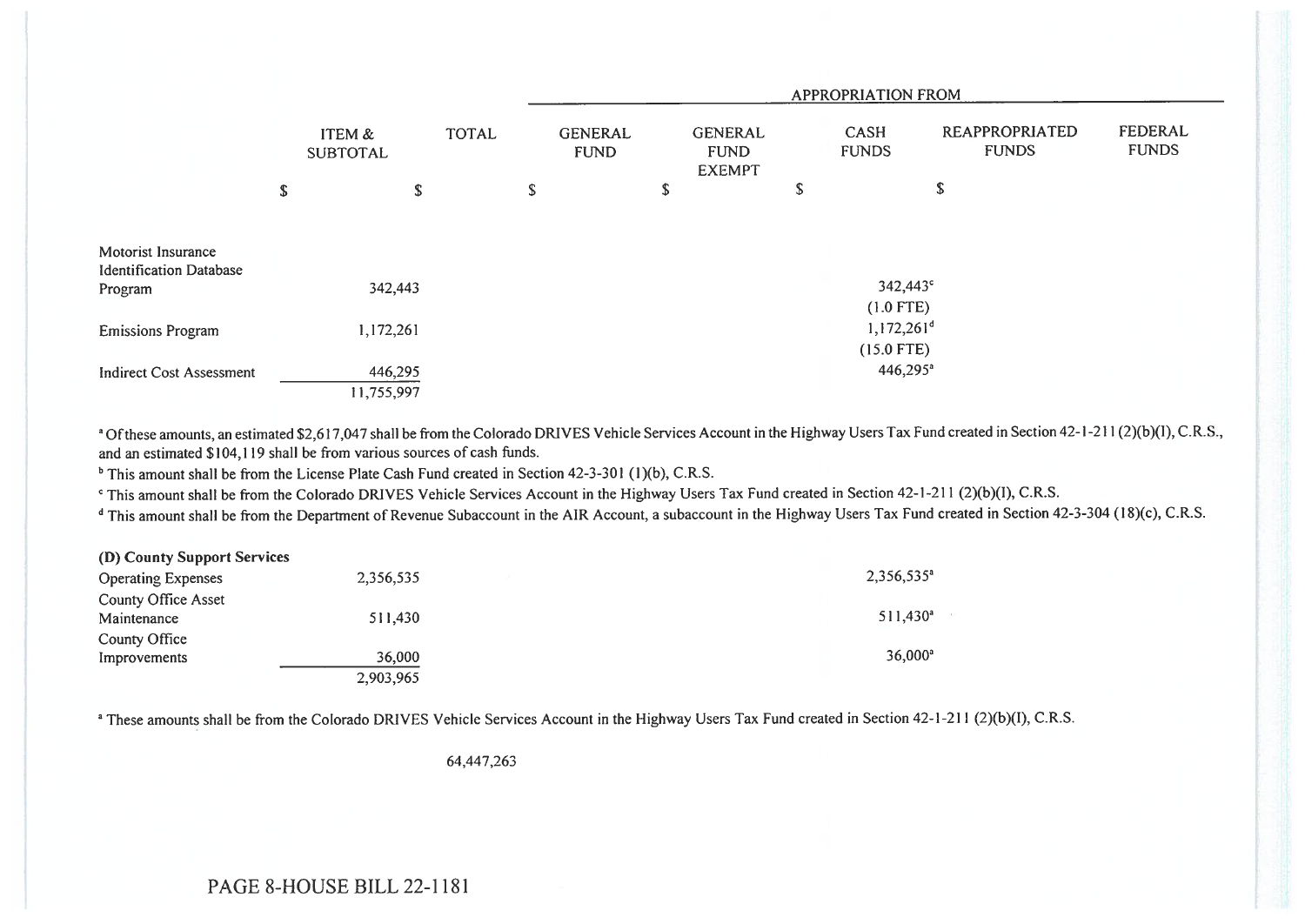| | ITEM & SUBTOTAL | TOTAL | APPROPRIATION FROM | | | | |
|---|---|---|---|---|---|---|---|
| | | | GENERAL FUND | GENERAL FUND EXEMPT | CASH FUNDS | REAPPROPRIATED FUNDS | FEDERAL FUNDS |
| | $ | $ | $ | $ | $ | $ | |
| Motorist Insurance Identification Database Program | 342,443 | | | | 342,443[c] (1.0 FTE) | | |
| Emissions Program | 1,172,261 | | | | 1,172,261[d] (15.0 FTE) | | |
| Indirect Cost Assessment | 446,295 | | | | 446,295[a] | | |
| | 11,755,997 | | | | | | |

[a] Of these amounts, an estimated $2,617,047 shall be from the Colorado DRIVES Vehicle Services Account in the Highway Users Tax Fund created in Section 42-1-211 (2)(b)(I), C.R.S., and an estimated $104,119 shall be from various sources of cash funds.

[b] This amount shall be from the License Plate Cash Fund created in Section 42-3-301 (1)(b), C.R.S.

[c] This amount shall be from the Colorado DRIVES Vehicle Services Account in the Highway Users Tax Fund created in Section 42-1-211 (2)(b)(I), C.R.S.

[d] This amount shall be from the Department of Revenue Subaccount in the AIR Account, a subaccount in the Highway Users Tax Fund created in Section 42-3-304 (18)(c), C.R.S.

| | ITEM & SUBTOTAL | TOTAL | GENERAL FUND | GENERAL FUND EXEMPT | CASH FUNDS | REAPPROPRIATED FUNDS | FEDERAL FUNDS |
|---|---|---|---|---|---|---|---|
| **(D) County Support Services** | | | | | | | |
| Operating Expenses | 2,356,535 | | | | 2,356,535[a] | | |
| County Office Asset Maintenance | 511,430 | | | | 511,430[a] | | |
| County Office Improvements | 36,000 | | | | 36,000[a] | | |
| | 2,903,965 | | | | | | |

[a] These amounts shall be from the Colorado DRIVES Vehicle Services Account in the Highway Users Tax Fund created in Section 42-1-211 (2)(b)(I), C.R.S.

| | ITEM & SUBTOTAL | TOTAL | GENERAL FUND | GENERAL FUND EXEMPT | CASH FUNDS | REAPPROPRIATED FUNDS | FEDERAL FUNDS |
|---|---|---|---|---|---|---|---|
| | | 64,447,263 | | | | | |

PAGE 8-HOUSE BILL 22-1181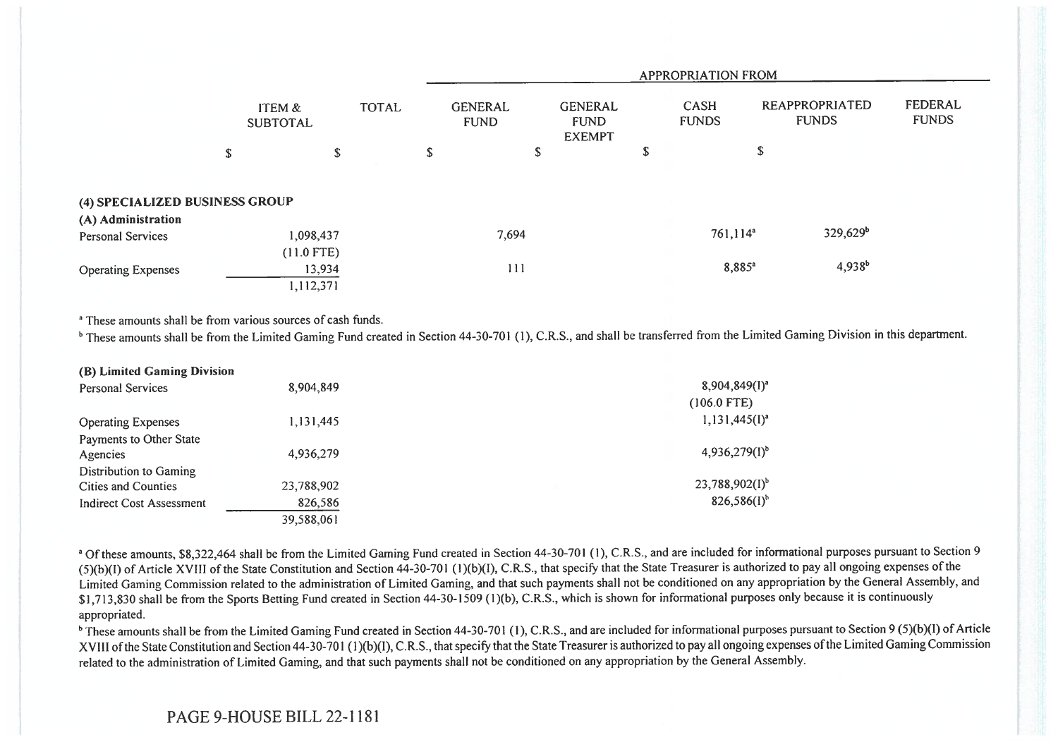| | ITEM & SUBTOTAL | TOTAL | APPROPRIATION FROM | | | | |
|---|---|---|---|---|---|---|---|
| | | | GENERAL FUND | GENERAL FUND EXEMPT | CASH FUNDS | REAPPROPRIATED FUNDS | FEDERAL FUNDS |
| | $ | $ | $ | $ | $ | $ | $ |
| **(4) SPECIALIZED BUSINESS GROUP** | | | | | | | |
| **(A) Administration** | | | | | | | |
| Personal Services | 1,098,437 | | 7,694 | | 761,114[a] | 329,629[b] | |
| | (11.0 FTE) | | | | | | |
| Operating Expenses | 13,934 | | 111 | | 8,885[a] | 4,938[b] | |
| | 1,112,371 | | | | | | |

[a] These amounts shall be from various sources of cash funds.

[b] These amounts shall be from the Limited Gaming Fund created in Section 44-30-701 (1), C.R.S., and shall be transferred from the Limited Gaming Division in this department.

| | ITEM & SUBTOTAL | TOTAL | GENERAL FUND | GENERAL FUND EXEMPT | CASH FUNDS | REAPPROPRIATED FUNDS | FEDERAL FUNDS |
|---|---|---|---|---|---|---|---|
| **(B) Limited Gaming Division** | | | | | | | |
| Personal Services | 8,904,849 | | | | 8,904,849(I)[a] | | |
| | | | | | (106.0 FTE) | | |
| Operating Expenses | 1,131,445 | | | | 1,131,445(I)[a] | | |
| Payments to Other State Agencies | 4,936,279 | | | | 4,936,279(I)[b] | | |
| Distribution to Gaming Cities and Counties | 23,788,902 | | | | 23,788,902(I)[b] | | |
| Indirect Cost Assessment | 826,586 | | | | 826,586(I)[b] | | |
| | 39,588,061 | | | | | | |

[a] Of these amounts, $8,322,464 shall be from the Limited Gaming Fund created in Section 44-30-701 (1), C.R.S., and are included for informational purposes pursuant to Section 9 (5)(b)(I) of Article XVIII of the State Constitution and Section 44-30-701 (1)(b)(I), C.R.S., that specify that the State Treasurer is authorized to pay all ongoing expenses of the Limited Gaming Commission related to the administration of Limited Gaming, and that such payments shall not be conditioned on any appropriation by the General Assembly, and $1,713,830 shall be from the Sports Betting Fund created in Section 44-30-1509 (1)(b), C.R.S., which is shown for informational purposes only because it is continuously appropriated.

[b] These amounts shall be from the Limited Gaming Fund created in Section 44-30-701 (1), C.R.S., and are included for informational purposes pursuant to Section 9 (5)(b)(I) of Article XVIII of the State Constitution and Section 44-30-701 (1)(b)(I), C.R.S., that specify that the State Treasurer is authorized to pay all ongoing expenses of the Limited Gaming Commission related to the administration of Limited Gaming, and that such payments shall not be conditioned on any appropriation by the General Assembly.

PAGE 9-HOUSE BILL 22-1181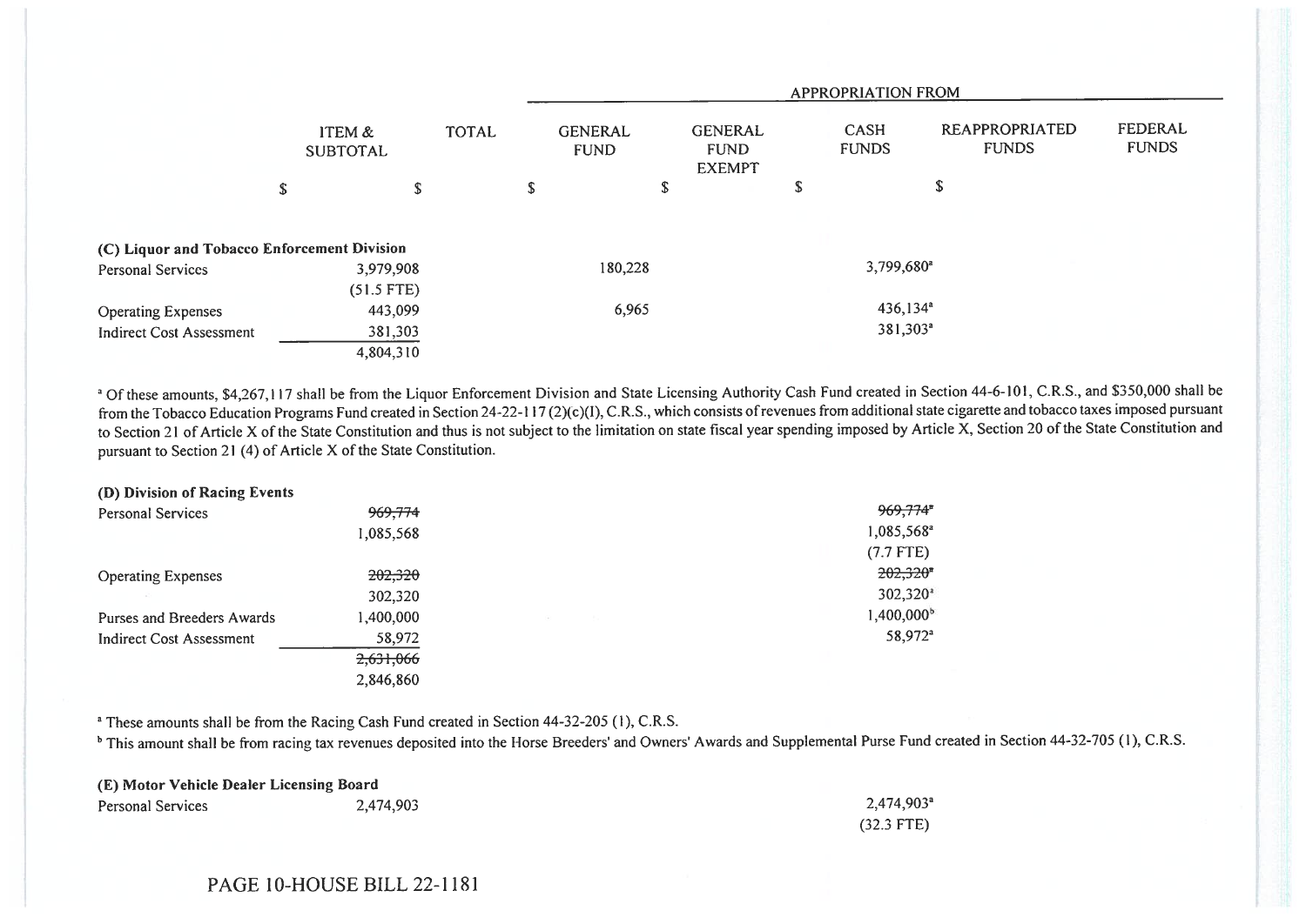| | ITEM & SUBTOTAL | TOTAL | APPROPRIATION FROM | | | | |
|---|---|---|---|---|---|---|---|
| | | | GENERAL FUND | GENERAL FUND EXEMPT | CASH FUNDS | REAPPROPRIATED FUNDS | FEDERAL FUNDS |
| | $ | $ | $ | $ | $ | $ | $ |
| **(C) Liquor and Tobacco Enforcement Division** | | | | | | | |
| Personal Services | 3,979,908 | | 180,228 | | 3,799,680[a] | | |
| | (51.5 FTE) | | | | | | |
| Operating Expenses | 443,099 | | 6,965 | | 436,134[a] | | |
| Indirect Cost Assessment | 381,303 | | | | 381,303[a] | | |
| | 4,804,310 | | | | | | |

[a] Of these amounts, $4,267,117 shall be from the Liquor Enforcement Division and State Licensing Authority Cash Fund created in Section 44-6-101, C.R.S., and $350,000 shall be from the Tobacco Education Programs Fund created in Section 24-22-117 (2)(c)(I), C.R.S., which consists of revenues from additional state cigarette and tobacco taxes imposed pursuant to Section 21 of Article X of the State Constitution and thus is not subject to the limitation on state fiscal year spending imposed by Article X, Section 20 of the State Constitution and pursuant to Section 21 (4) of Article X of the State Constitution.

| | ITEM & SUBTOTAL | TOTAL | GENERAL FUND | GENERAL FUND EXEMPT | CASH FUNDS | REAPPROPRIATED FUNDS | FEDERAL FUNDS |
|---|---|---|---|---|---|---|---|
| **(D) Division of Racing Events** | | | | | | | |
| Personal Services | ~~969,774~~ | | | | ~~969,774~~[a] | | |
| | 1,085,568 | | | | 1,085,568[a] | | |
| | | | | | (7.7 FTE) | | |
| Operating Expenses | ~~202,320~~ | | | | ~~202,320~~[a] | | |
| | 302,320 | | | | 302,320[a] | | |
| Purses and Breeders Awards | 1,400,000 | | | | 1,400,000[b] | | |
| Indirect Cost Assessment | 58,972 | | | | 58,972[a] | | |
| | ~~2,631,066~~ | | | | | | |
| | 2,846,860 | | | | | | |

[a] These amounts shall be from the Racing Cash Fund created in Section 44-32-205 (1), C.R.S.

[b] This amount shall be from racing tax revenues deposited into the Horse Breeders' and Owners' Awards and Supplemental Purse Fund created in Section 44-32-705 (1), C.R.S.

| | ITEM & SUBTOTAL | TOTAL | GENERAL FUND | GENERAL FUND EXEMPT | CASH FUNDS | REAPPROPRIATED FUNDS | FEDERAL FUNDS |
|---|---|---|---|---|---|---|---|
| **(E) Motor Vehicle Dealer Licensing Board** | | | | | | | |
| Personal Services | 2,474,903 | | | | 2,474,903[a] | | |
| | | | | | (32.3 FTE) | | |

PAGE 10-HOUSE BILL 22-1181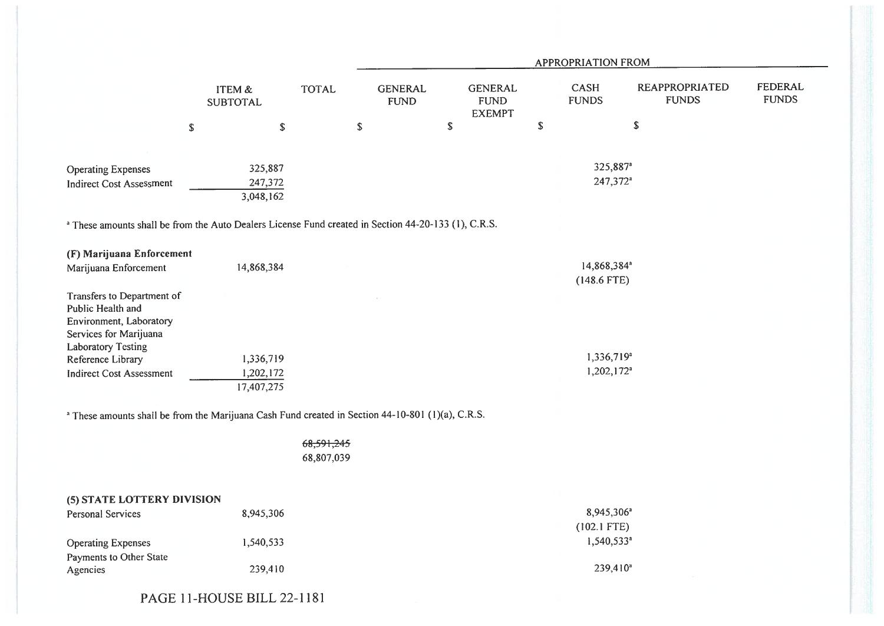| | ITEM & SUBTOTAL | TOTAL | APPROPRIATION FROM | | | | |
|---|---|---|---|---|---|---|---|
| | | | GENERAL FUND | GENERAL FUND EXEMPT | CASH FUNDS | REAPPROPRIATED FUNDS | FEDERAL FUNDS |
| | $ | $ | $ | $ | $ | $ | $ |
| Operating Expenses | 325,887 | | | | 325,887[a] | | |
| Indirect Cost Assessment | 247,372 | | | | 247,372[a] | | |
| | 3,048,162 | | | | | | |

[a] These amounts shall be from the Auto Dealers License Fund created in Section 44-20-133 (1), C.R.S.

| | ITEM & SUBTOTAL | TOTAL | GENERAL FUND | GENERAL FUND EXEMPT | CASH FUNDS | REAPPROPRIATED FUNDS | FEDERAL FUNDS |
|---|---|---|---|---|---|---|---|
| **(F) Marijuana Enforcement** | | | | | | | |
| Marijuana Enforcement | 14,868,384 | | | | 14,868,384[a] (148.6 FTE) | | |
| Transfers to Department of Public Health and Environment, Laboratory Services for Marijuana Laboratory Testing Reference Library | 1,336,719 | | | | 1,336,719[a] | | |
| Indirect Cost Assessment | 1,202,172 | | | | 1,202,172[a] | | |
| | 17,407,275 | | | | | | |

[a] These amounts shall be from the Marijuana Cash Fund created in Section 44-10-801 (1)(a), C.R.S.

| | ITEM & SUBTOTAL | TOTAL | GENERAL FUND | GENERAL FUND EXEMPT | CASH FUNDS | REAPPROPRIATED FUNDS | FEDERAL FUNDS |
|---|---|---|---|---|---|---|---|
| | | ~~68,591,245~~ 68,807,039 | | | | | |
| **(5) STATE LOTTERY DIVISION** | | | | | | | |
| Personal Services | 8,945,306 | | | | 8,945,306[a] (102.1 FTE) | | |
| Operating Expenses | 1,540,533 | | | | 1,540,533[a] | | |
| Payments to Other State Agencies | 239,410 | | | | 239,410[a] | | |

PAGE 11-HOUSE BILL 22-1181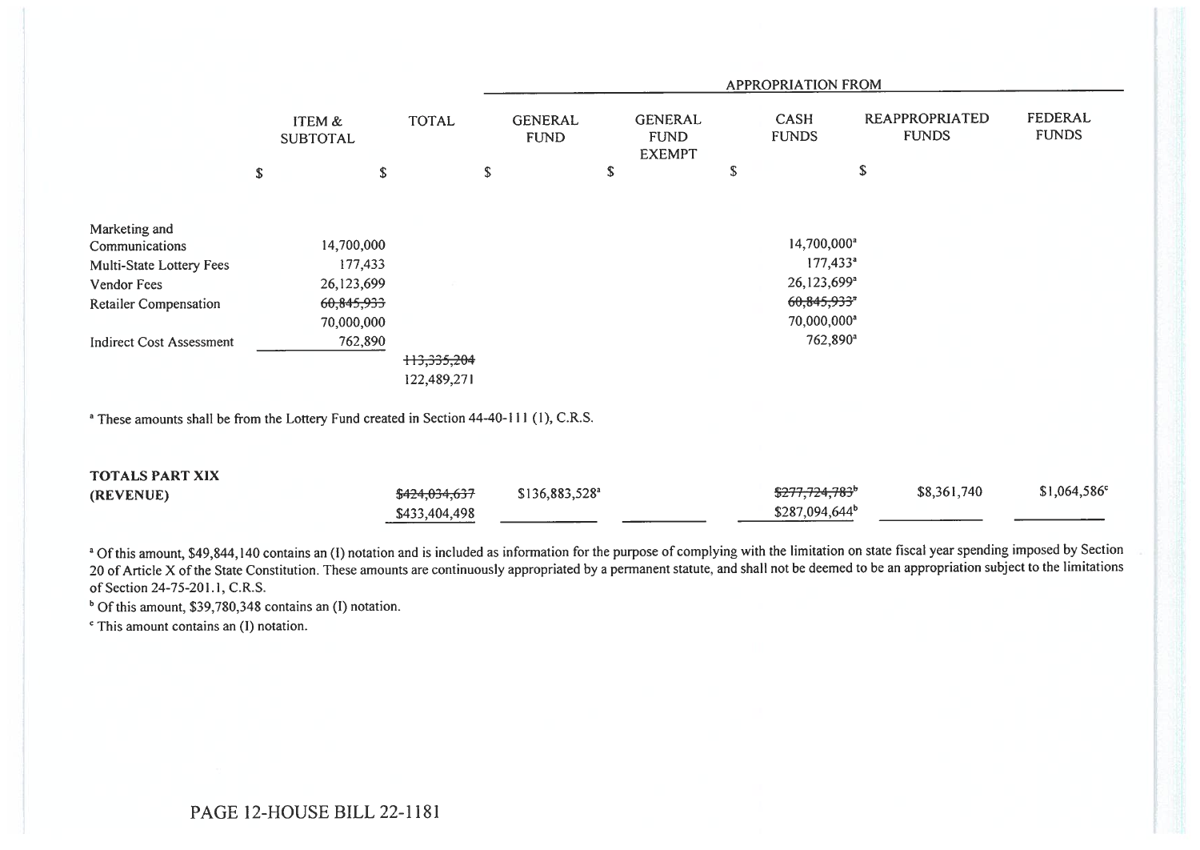| | ITEM & SUBTOTAL | TOTAL | APPROPRIATION FROM | | | | |
|---|---|---|---|---|---|---|---|
| | | | GENERAL FUND | GENERAL FUND EXEMPT | CASH FUNDS | REAPPROPRIATED FUNDS | FEDERAL FUNDS |
| | $ | $ | $ | $ | $ | $ | |
| Marketing and Communications | 14,700,000 | | | | 14,700,000[a] | | |
| Multi-State Lottery Fees | 177,433 | | | | 177,433[a] | | |
| Vendor Fees | 26,123,699 | | | | 26,123,699[a] | | |
| Retailer Compensation | ~~60,845,933~~ | | | | ~~60,845,933~~[a] | | |
| | 70,000,000 | | | | 70,000,000[a] | | |
| Indirect Cost Assessment | 762,890 | | | | 762,890[a] | | |
| | | ~~113,335,204~~ | | | | | |
| | | 122,489,271 | | | | | |

[a] These amounts shall be from the Lottery Fund created in Section 44-40-111 (1), C.R.S.

| | TOTAL | GENERAL FUND | GENERAL FUND EXEMPT | CASH FUNDS | REAPPROPRIATED FUNDS | FEDERAL FUNDS |
|---|---|---|---|---|---|---|
| **TOTALS PART XIX (REVENUE)** | ~~$424,034,637~~ | $136,883,528[a] | | ~~$277,724,783~~[b] | $8,361,740 | $1,064,586[c] |
| | $433,404,498 | | | $287,094,644[b] | | |

[a] Of this amount, $49,844,140 contains an (I) notation and is included as information for the purpose of complying with the limitation on state fiscal year spending imposed by Section 20 of Article X of the State Constitution. These amounts are continuously appropriated by a permanent statute, and shall not be deemed to be an appropriation subject to the limitations of Section 24-75-201.1, C.R.S.

[b] Of this amount, $39,780,348 contains an (I) notation.

[c] This amount contains an (I) notation.

PAGE 12-HOUSE BILL 22-1181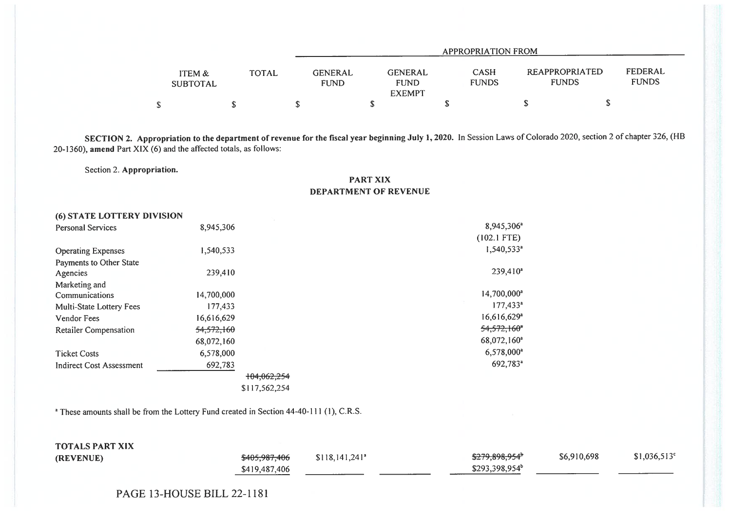| ITEM & SUBTOTAL | TOTAL | APPROPRIATION FROM | | | | |
|---|---|---|---|---|---|---|
| | | GENERAL FUND | GENERAL FUND EXEMPT | CASH FUNDS | REAPPROPRIATED FUNDS | FEDERAL FUNDS |
| $ | $ | $ | $ | $ | $ | $ |

**SECTION 2. Appropriation to the department of revenue for the fiscal year beginning July 1, 2020.** In Session Laws of Colorado 2020, section 2 of chapter 326, (HB 20-1360), **amend** Part XIX (6) and the affected totals, as follows:

Section 2. **Appropriation.**

**PART XIX**
**DEPARTMENT OF REVENUE**

| | ITEM & SUBTOTAL | TOTAL | GENERAL FUND | GENERAL FUND EXEMPT | CASH FUNDS | REAPPROPRIATED FUNDS | FEDERAL FUNDS |
|---|---|---|---|---|---|---|---|
| **(6) STATE LOTTERY DIVISION** | | | | | | | |
| Personal Services | 8,945,306 | | | | 8,945,306[a] (102.1 FTE) | | |
| Operating Expenses | 1,540,533 | | | | 1,540,533[a] | | |
| Payments to Other State Agencies | 239,410 | | | | 239,410[a] | | |
| Marketing and Communications | 14,700,000 | | | | 14,700,000[a] | | |
| Multi-State Lottery Fees | 177,433 | | | | 177,433[a] | | |
| Vendor Fees | 16,616,629 | | | | 16,616,629[a] | | |
| Retailer Compensation | ~~54,572,160~~ 68,072,160 | | | | ~~54,572,160[a]~~ 68,072,160[a] | | |
| Ticket Costs | 6,578,000 | | | | 6,578,000[a] | | |
| Indirect Cost Assessment | 692,783 | | | | 692,783[a] | | |
| | | ~~104,062,254~~ $117,562,254 | | | | | |

[a] These amounts shall be from the Lottery Fund created in Section 44-40-111 (1), C.R.S.

| | ITEM & SUBTOTAL | TOTAL | GENERAL FUND | GENERAL FUND EXEMPT | CASH FUNDS | REAPPROPRIATED FUNDS | FEDERAL FUNDS |
|---|---|---|---|---|---|---|---|
| **TOTALS PART XIX (REVENUE)** | | ~~$405,987,406~~ $419,487,406 | $118,141,241[a] | | ~~$279,898,954[b]~~ $293,398,954[b] | $6,910,698 | $1,036,513[c] |

PAGE 13-HOUSE BILL 22-1181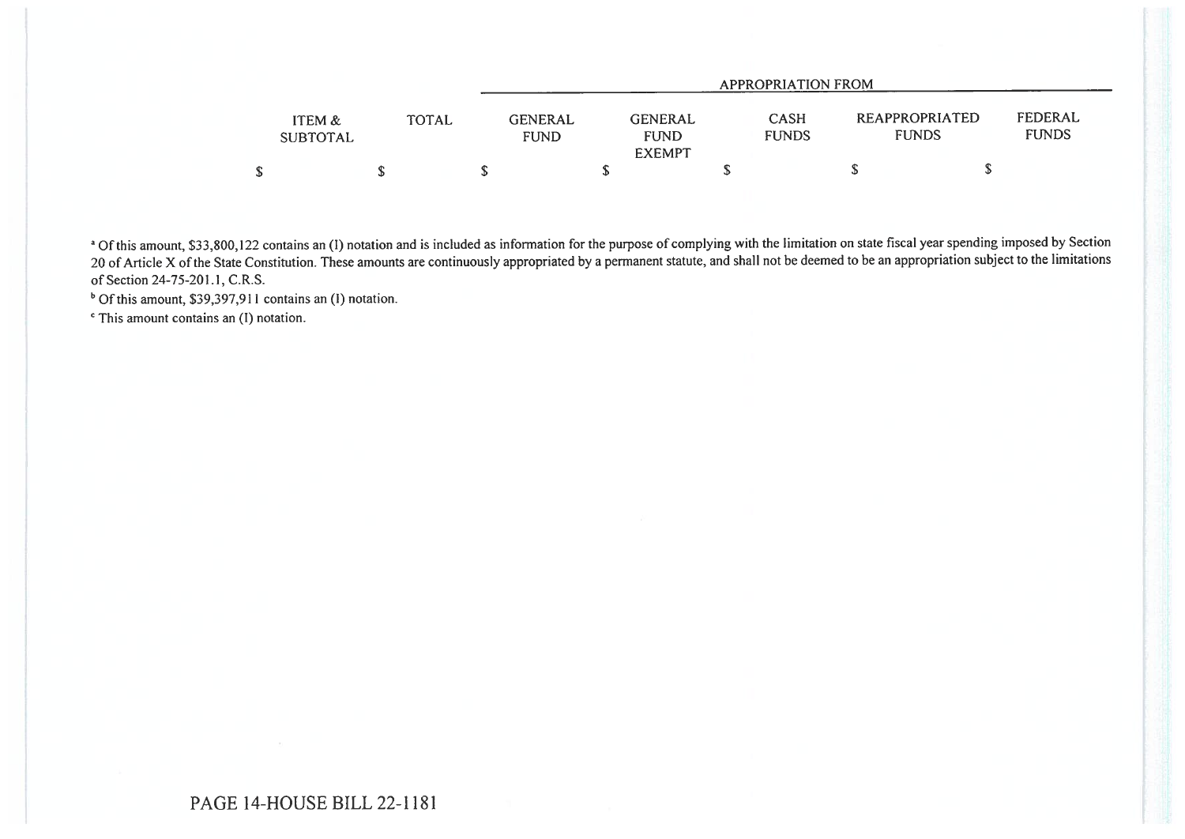| ITEM & SUBTOTAL | TOTAL | APPROPRIATION FROM | | | | |
|---|---|---|---|---|---|---|
| | | GENERAL FUND | GENERAL FUND EXEMPT | CASH FUNDS | REAPPROPRIATED FUNDS | FEDERAL FUNDS |
| $ | $ | $ | $ | $ | $ | $ |

[a] Of this amount, $33,800,122 contains an (I) notation and is included as information for the purpose of complying with the limitation on state fiscal year spending imposed by Section 20 of Article X of the State Constitution. These amounts are continuously appropriated by a permanent statute, and shall not be deemed to be an appropriation subject to the limitations of Section 24-75-201.1, C.R.S.

[b] Of this amount, $39,397,911 contains an (I) notation.

[c] This amount contains an (I) notation.

PAGE 14-HOUSE BILL 22-1181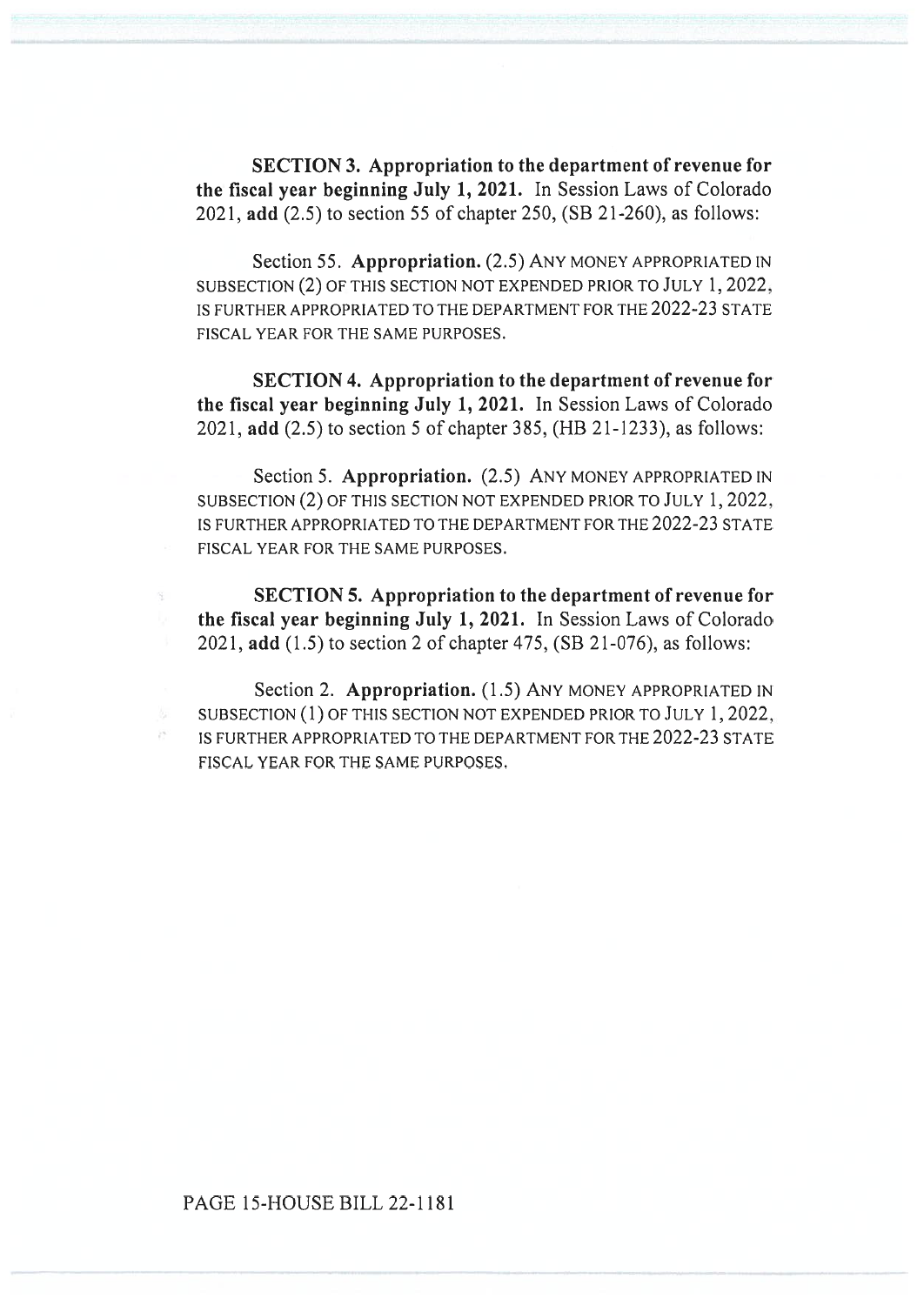**SECTION 3. Appropriation to the department of revenue for the fiscal year beginning July 1, 2021.** In Session Laws of Colorado 2021, **add** (2.5) to section 55 of chapter 250, (SB 21-260), as follows:

Section 55. **Appropriation.** (2.5) ANY MONEY APPROPRIATED IN SUBSECTION (2) OF THIS SECTION NOT EXPENDED PRIOR TO JULY 1, 2022, IS FURTHER APPROPRIATED TO THE DEPARTMENT FOR THE 2022-23 STATE FISCAL YEAR FOR THE SAME PURPOSES.

**SECTION 4. Appropriation to the department of revenue for the fiscal year beginning July 1, 2021.** In Session Laws of Colorado 2021, **add** (2.5) to section 5 of chapter 385, (HB 21-1233), as follows:

Section 5. **Appropriation.** (2.5) ANY MONEY APPROPRIATED IN SUBSECTION (2) OF THIS SECTION NOT EXPENDED PRIOR TO JULY 1, 2022, IS FURTHER APPROPRIATED TO THE DEPARTMENT FOR THE 2022-23 STATE FISCAL YEAR FOR THE SAME PURPOSES.

**SECTION 5. Appropriation to the department of revenue for the fiscal year beginning July 1, 2021.** In Session Laws of Colorado 2021, **add** (1.5) to section 2 of chapter 475, (SB 21-076), as follows:

Section 2. **Appropriation.** (1.5) ANY MONEY APPROPRIATED IN SUBSECTION (1) OF THIS SECTION NOT EXPENDED PRIOR TO JULY 1, 2022, IS FURTHER APPROPRIATED TO THE DEPARTMENT FOR THE 2022-23 STATE FISCAL YEAR FOR THE SAME PURPOSES.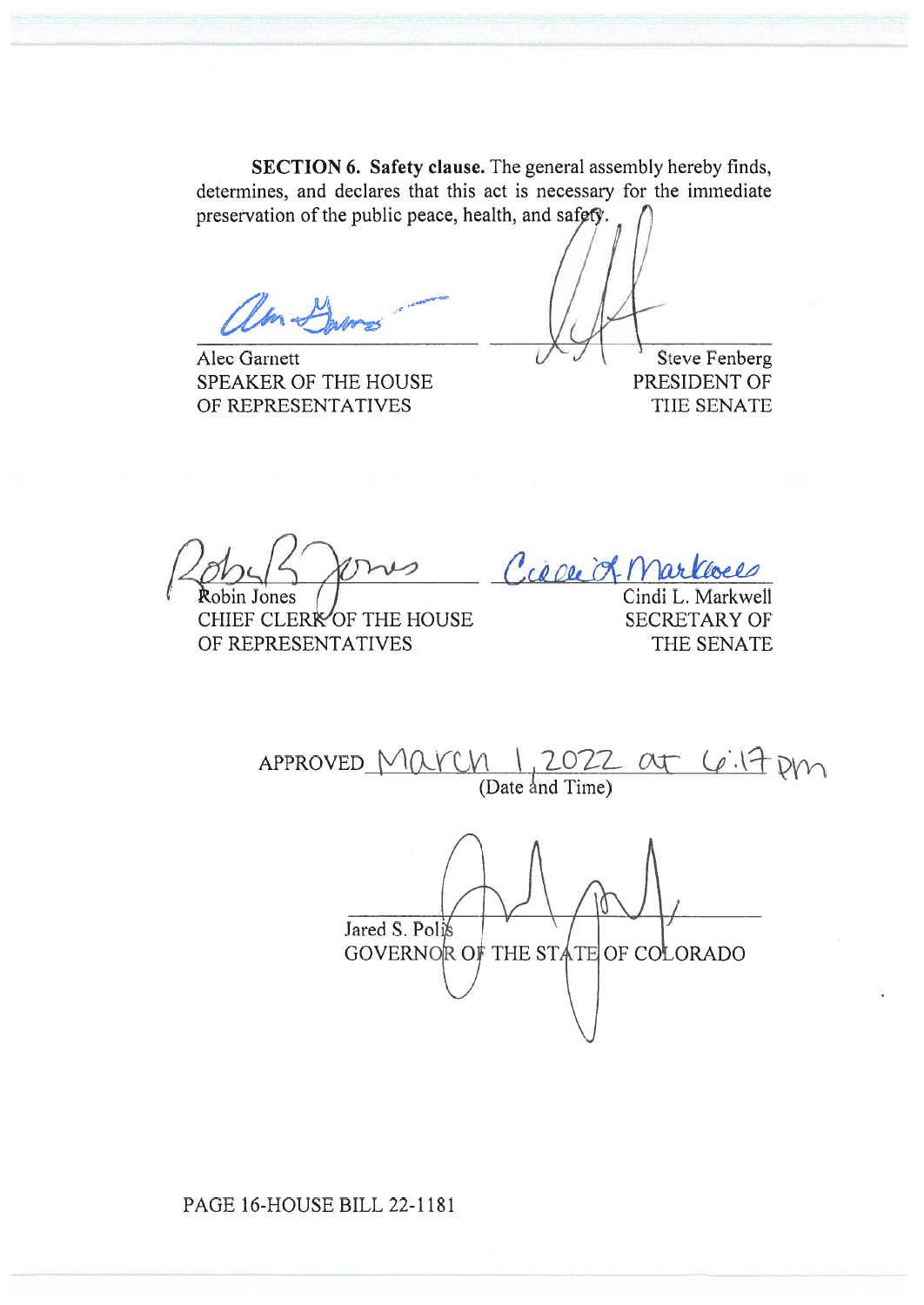**SECTION 6. Safety clause.** The general assembly hereby finds, determines, and declares that this act is necessary for the immediate preservation of the public peace, health, and safety.

Alec Garnett
SPEAKER OF THE HOUSE
OF REPRESENTATIVES

Steve Fenberg
PRESIDENT OF
THE SENATE

Robin Jones
CHIEF CLERK OF THE HOUSE
OF REPRESENTATIVES

Cindi L. Markwell
SECRETARY OF
THE SENATE

APPROVED March 1, 2022 at 6:17 pm
(Date and Time)

Jared S. Polis
GOVERNOR OF THE STATE OF COLORADO

PAGE 16-HOUSE BILL 22-1181